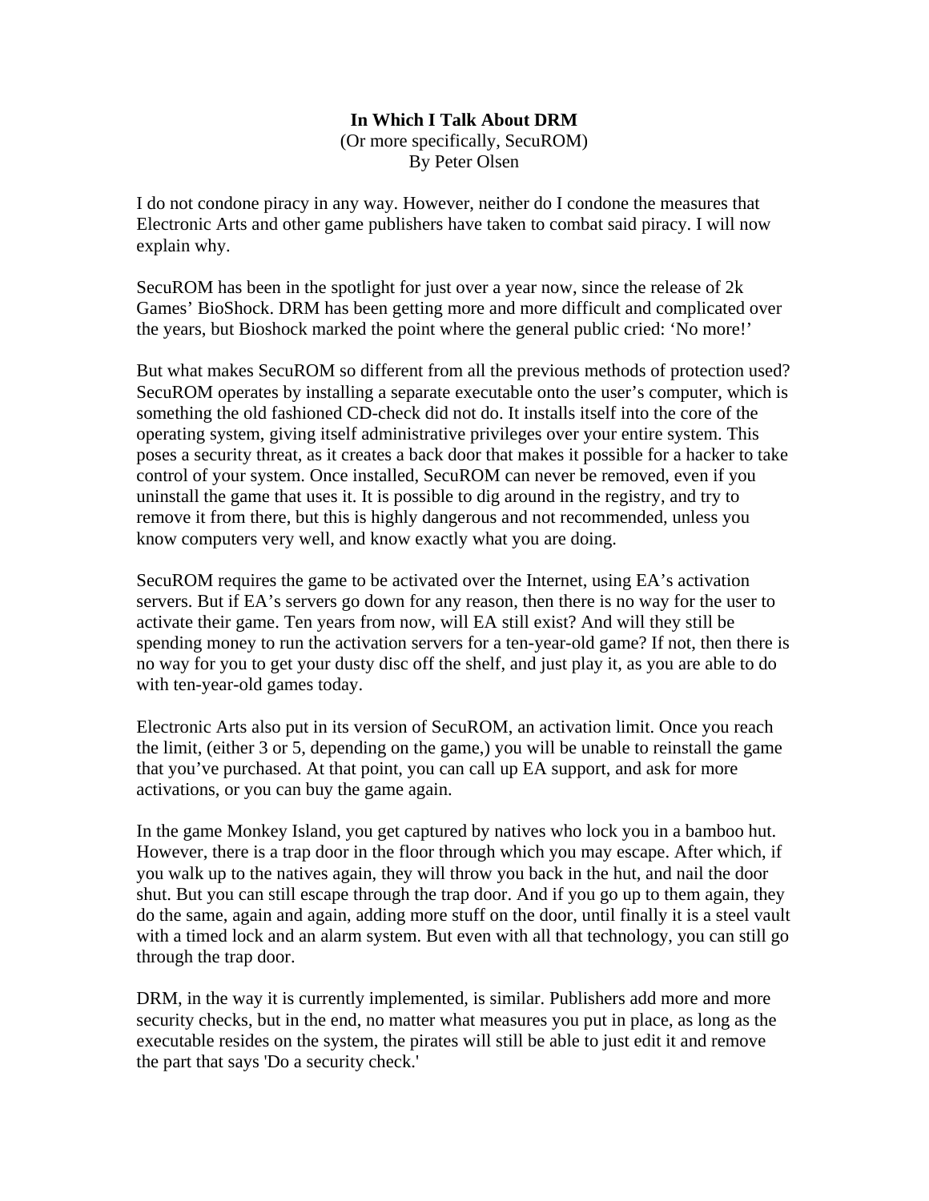# In Which I Talk About DRM

(Or more specifically, SecuROM)

By Peter Olsen

I do not condone piracy in any way. However, neither do I condone the measures that Electronic Arts and other game publishers have taken to combat said piracy. I will now explain why.

SecuROM has been in the spotlight for just over a year now, since the release of 2k Games' BioShock. DRM has been getting more and more difficult and complicated over the years, but Bioshock marked the point where the general public cried: 'No more!'

But what makes SecuROM so different from all the previous methods of protection used? SecuROM operates by installing a separate executable onto the user's computer, which is something the old fashioned CD-check did not do. It installs itself into the core of the operating system, giving itself administrative privileges over your entire system. This poses a security threat, as it creates a back door that makes it possible for a hacker to take control of your system. Once installed, SecuROM can never be removed, even if you uninstall the game that uses it. It is possible to dig around in the registry, and try to remove it from there, but this is highly dangerous and not recommended, unless you know computers very well, and know exactly what you are doing.

SecuROM requires the game to be activated over the Internet, using EA's activation servers. But if EA's servers go down for any reason, then there is no way for the user to activate their game. Ten years from now, will EA still exist? And will they still be spending money to run the activation servers for a ten-year-old game? If not, then there is no way for you to get your dusty disc off the shelf, and just play it, as you are able to do with ten-year-old games today.

Electronic Arts also put in its version of SecuROM, an activation limit. Once you reach the limit, (either 3 or 5, depending on the game,) you will be unable to reinstall the game that you've purchased. At that point, you can call up EA support, and ask for more activations, or you can buy the game again.

In the game Monkey Island, you get captured by natives who lock you in a bamboo hut. However, there is a trap door in the floor through which you may escape. After which, if you walk up to the natives again, they will throw you back in the hut, and nail the door shut. But you can still escape through the trap door. And if you go up to them again, they do the same, again and again, adding more stuff on the door, until finally it is a steel vault with a timed lock and an alarm system. But even with all that technology, you can still go through the trap door.

DRM, in the way it is currently implemented, is similar. Publishers add more and more security checks, but in the end, no matter what measures you put in place, as long as the executable resides on the system, the pirates will still be able to just edit it and remove the part that says 'Do a security check.'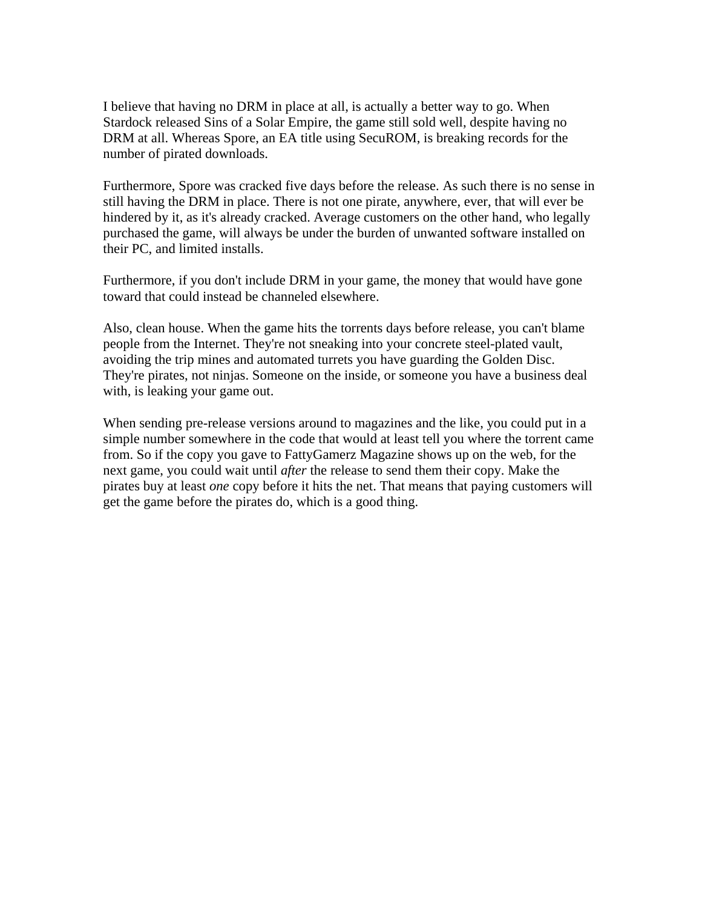I believe that having no DRM in place at all, is actually a better way to go. When Stardock released Sins of a Solar Empire, the game still sold well, despite having no DRM at all. Whereas Spore, an EA title using SecuROM, is breaking records for the number of pirated downloads.

Furthermore, Spore was cracked five days before the release. As such there is no sense in still having the DRM in place. There is not one pirate, anywhere, ever, that will ever be hindered by it, as it's already cracked. Average customers on the other hand, who legally purchased the game, will always be under the burden of unwanted software installed on their PC, and limited installs.

Furthermore, if you don't include DRM in your game, the money that would have gone toward that could instead be channeled elsewhere.

Also, clean house. When the game hits the torrents days before release, you can't blame people from the Internet. They're not sneaking into your concrete steel-plated vault, avoiding the trip mines and automated turrets you have guarding the Golden Disc. They're pirates, not ninjas. Someone on the inside, or someone you have a business deal with, is leaking your game out.

When sending pre-release versions around to magazines and the like, you could put in a simple number somewhere in the code that would at least tell you where the torrent came from. So if the copy you gave to FattyGamerz Magazine shows up on the web, for the next game, you could wait until *after* the release to send them their copy. Make the pirates buy at least *one* copy before it hits the net. That means that paying customers will get the game before the pirates do, which is a good thing.